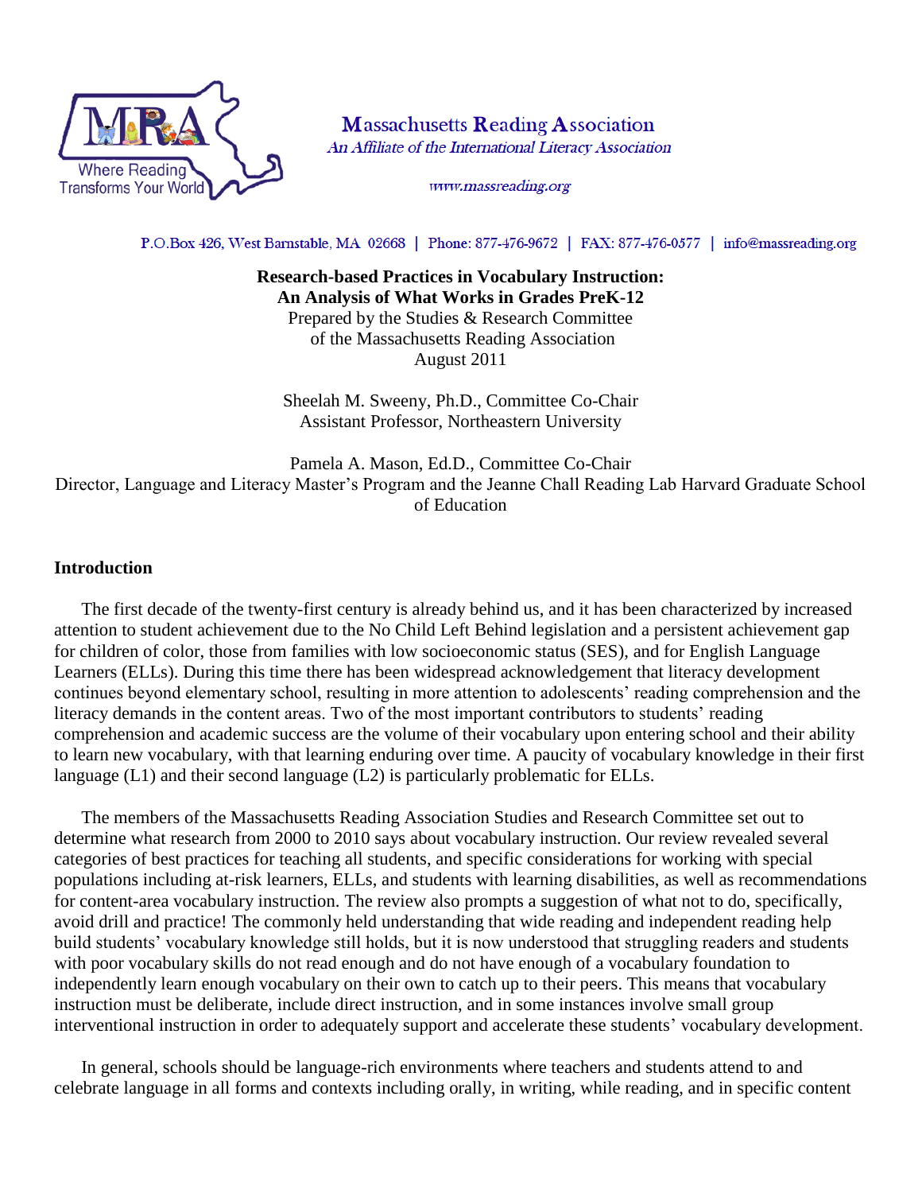Massachusetts Reading Association
*An Affiliate of the International Literacy Association*
*www.massreading.org*

P.O.Box 426, West Barnstable, MA 02668 | Phone: 877-476-9672 | FAX: 877-476-0577 | info@massreading.org

**Research-based Practices in Vocabulary Instruction:**
**An Analysis of What Works in Grades PreK-12**

Prepared by the Studies & Research Committee
of the Massachusetts Reading Association
August 2011

Sheelah M. Sweeny, Ph.D., Committee Co-Chair
Assistant Professor, Northeastern University

Pamela A. Mason, Ed.D., Committee Co-Chair
Director, Language and Literacy Master's Program and the Jeanne Chall Reading Lab Harvard Graduate School of Education

## Introduction

The first decade of the twenty-first century is already behind us, and it has been characterized by increased attention to student achievement due to the No Child Left Behind legislation and a persistent achievement gap for children of color, those from families with low socioeconomic status (SES), and for English Language Learners (ELLs). During this time there has been widespread acknowledgement that literacy development continues beyond elementary school, resulting in more attention to adolescents' reading comprehension and the literacy demands in the content areas. Two of the most important contributors to students' reading comprehension and academic success are the volume of their vocabulary upon entering school and their ability to learn new vocabulary, with that learning enduring over time. A paucity of vocabulary knowledge in their first language (L1) and their second language (L2) is particularly problematic for ELLs.

The members of the Massachusetts Reading Association Studies and Research Committee set out to determine what research from 2000 to 2010 says about vocabulary instruction. Our review revealed several categories of best practices for teaching all students, and specific considerations for working with special populations including at-risk learners, ELLs, and students with learning disabilities, as well as recommendations for content-area vocabulary instruction. The review also prompts a suggestion of what not to do, specifically, avoid drill and practice! The commonly held understanding that wide reading and independent reading help build students' vocabulary knowledge still holds, but it is now understood that struggling readers and students with poor vocabulary skills do not read enough and do not have enough of a vocabulary foundation to independently learn enough vocabulary on their own to catch up to their peers. This means that vocabulary instruction must be deliberate, include direct instruction, and in some instances involve small group interventional instruction in order to adequately support and accelerate these students' vocabulary development.

In general, schools should be language-rich environments where teachers and students attend to and celebrate language in all forms and contexts including orally, in writing, while reading, and in specific content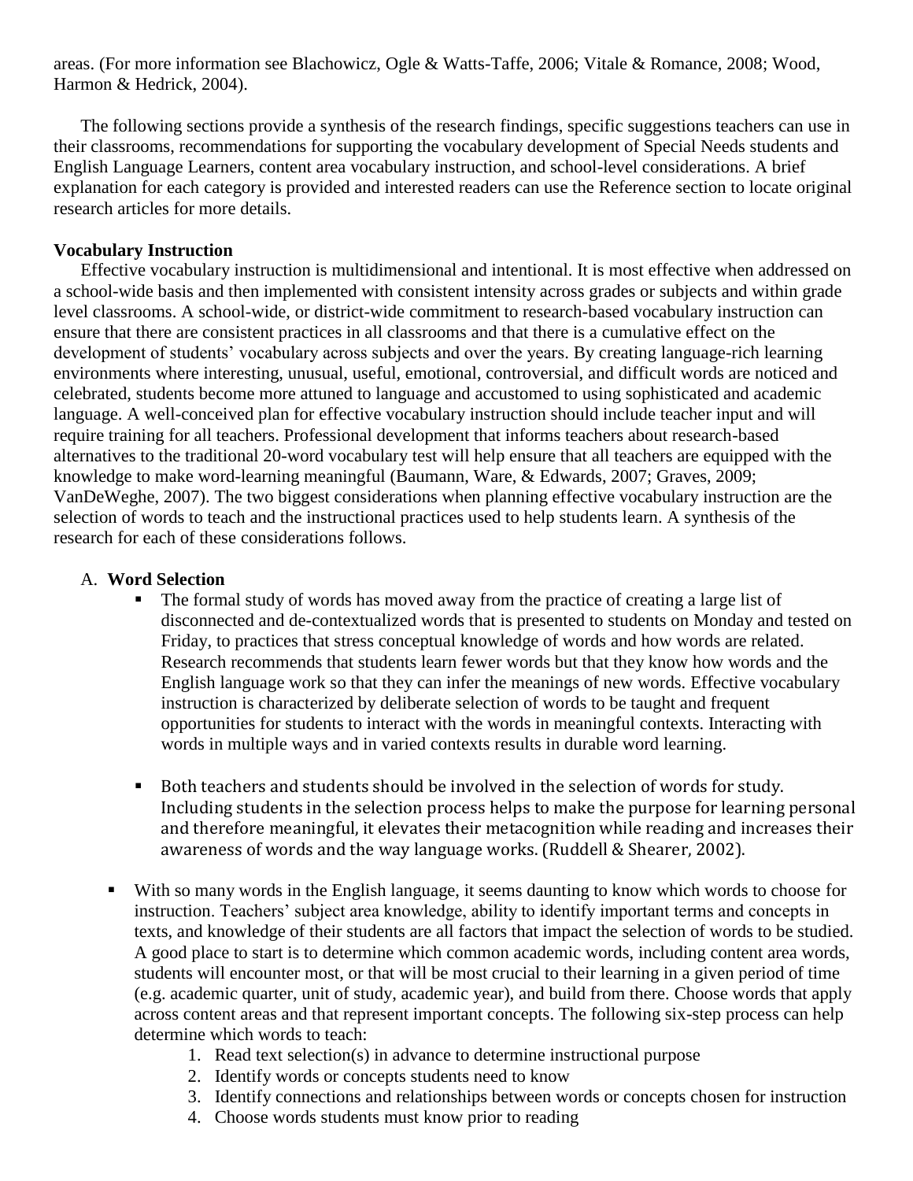areas. (For more information see Blachowicz, Ogle & Watts-Taffe, 2006; Vitale & Romance, 2008; Wood, Harmon & Hedrick, 2004).

The following sections provide a synthesis of the research findings, specific suggestions teachers can use in their classrooms, recommendations for supporting the vocabulary development of Special Needs students and English Language Learners, content area vocabulary instruction, and school-level considerations. A brief explanation for each category is provided and interested readers can use the Reference section to locate original research articles for more details.

**Vocabulary Instruction**

Effective vocabulary instruction is multidimensional and intentional. It is most effective when addressed on a school-wide basis and then implemented with consistent intensity across grades or subjects and within grade level classrooms. A school-wide, or district-wide commitment to research-based vocabulary instruction can ensure that there are consistent practices in all classrooms and that there is a cumulative effect on the development of students' vocabulary across subjects and over the years. By creating language-rich learning environments where interesting, unusual, useful, emotional, controversial, and difficult words are noticed and celebrated, students become more attuned to language and accustomed to using sophisticated and academic language. A well-conceived plan for effective vocabulary instruction should include teacher input and will require training for all teachers. Professional development that informs teachers about research-based alternatives to the traditional 20-word vocabulary test will help ensure that all teachers are equipped with the knowledge to make word-learning meaningful (Baumann, Ware, & Edwards, 2007; Graves, 2009; VanDeWeghe, 2007). The two biggest considerations when planning effective vocabulary instruction are the selection of words to teach and the instructional practices used to help students learn. A synthesis of the research for each of these considerations follows.

A. **Word Selection**

- The formal study of words has moved away from the practice of creating a large list of disconnected and de-contextualized words that is presented to students on Monday and tested on Friday, to practices that stress conceptual knowledge of words and how words are related. Research recommends that students learn fewer words but that they know how words and the English language work so that they can infer the meanings of new words. Effective vocabulary instruction is characterized by deliberate selection of words to be taught and frequent opportunities for students to interact with the words in meaningful contexts. Interacting with words in multiple ways and in varied contexts results in durable word learning.

- Both teachers and students should be involved in the selection of words for study. Including students in the selection process helps to make the purpose for learning personal and therefore meaningful, it elevates their metacognition while reading and increases their awareness of words and the way language works. (Ruddell & Shearer, 2002).

- With so many words in the English language, it seems daunting to know which words to choose for instruction. Teachers' subject area knowledge, ability to identify important terms and concepts in texts, and knowledge of their students are all factors that impact the selection of words to be studied. A good place to start is to determine which common academic words, including content area words, students will encounter most, or that will be most crucial to their learning in a given period of time (e.g. academic quarter, unit of study, academic year), and build from there. Choose words that apply across content areas and that represent important concepts. The following six-step process can help determine which words to teach:
  1. Read text selection(s) in advance to determine instructional purpose
  2. Identify words or concepts students need to know
  3. Identify connections and relationships between words or concepts chosen for instruction
  4. Choose words students must know prior to reading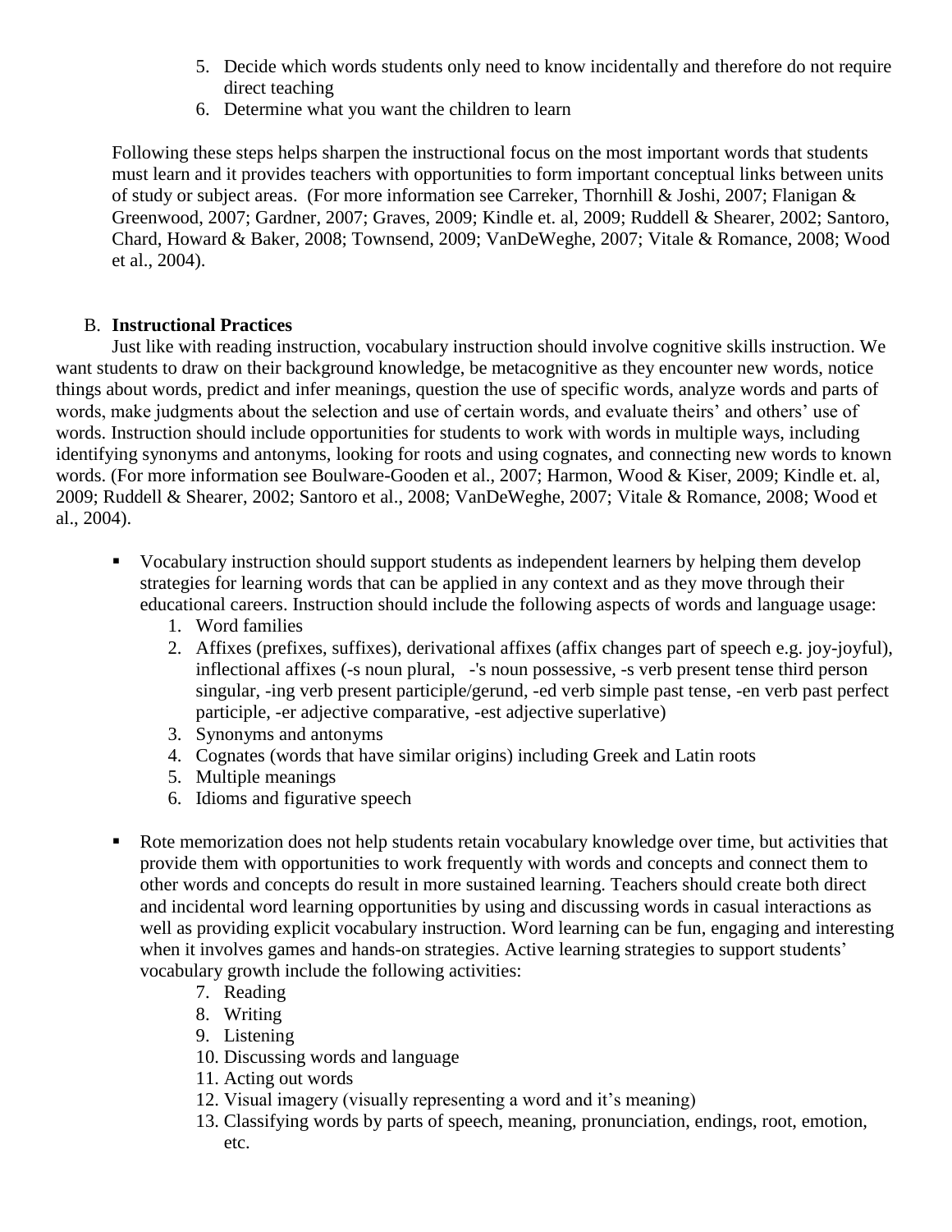5. Decide which words students only need to know incidentally and therefore do not require direct teaching
6. Determine what you want the children to learn

Following these steps helps sharpen the instructional focus on the most important words that students must learn and it provides teachers with opportunities to form important conceptual links between units of study or subject areas. (For more information see Carreker, Thornhill & Joshi, 2007; Flanigan & Greenwood, 2007; Gardner, 2007; Graves, 2009; Kindle et. al, 2009; Ruddell & Shearer, 2002; Santoro, Chard, Howard & Baker, 2008; Townsend, 2009; VanDeWeghe, 2007; Vitale & Romance, 2008; Wood et al., 2004).

B. **Instructional Practices**

Just like with reading instruction, vocabulary instruction should involve cognitive skills instruction. We want students to draw on their background knowledge, be metacognitive as they encounter new words, notice things about words, predict and infer meanings, question the use of specific words, analyze words and parts of words, make judgments about the selection and use of certain words, and evaluate theirs' and others' use of words. Instruction should include opportunities for students to work with words in multiple ways, including identifying synonyms and antonyms, looking for roots and using cognates, and connecting new words to known words. (For more information see Boulware-Gooden et al., 2007; Harmon, Wood & Kiser, 2009; Kindle et. al, 2009; Ruddell & Shearer, 2002; Santoro et al., 2008; VanDeWeghe, 2007; Vitale & Romance, 2008; Wood et al., 2004).

- Vocabulary instruction should support students as independent learners by helping them develop strategies for learning words that can be applied in any context and as they move through their educational careers. Instruction should include the following aspects of words and language usage:
  1. Word families
  2. Affixes (prefixes, suffixes), derivational affixes (affix changes part of speech e.g. joy-joyful), inflectional affixes (-s noun plural, -'s noun possessive, -s verb present tense third person singular, -ing verb present participle/gerund, -ed verb simple past tense, -en verb past perfect participle, -er adjective comparative, -est adjective superlative)
  3. Synonyms and antonyms
  4. Cognates (words that have similar origins) including Greek and Latin roots
  5. Multiple meanings
  6. Idioms and figurative speech

- Rote memorization does not help students retain vocabulary knowledge over time, but activities that provide them with opportunities to work frequently with words and concepts and connect them to other words and concepts do result in more sustained learning. Teachers should create both direct and incidental word learning opportunities by using and discussing words in casual interactions as well as providing explicit vocabulary instruction. Word learning can be fun, engaging and interesting when it involves games and hands-on strategies. Active learning strategies to support students' vocabulary growth include the following activities:
  7. Reading
  8. Writing
  9. Listening
  10. Discussing words and language
  11. Acting out words
  12. Visual imagery (visually representing a word and it's meaning)
  13. Classifying words by parts of speech, meaning, pronunciation, endings, root, emotion, etc.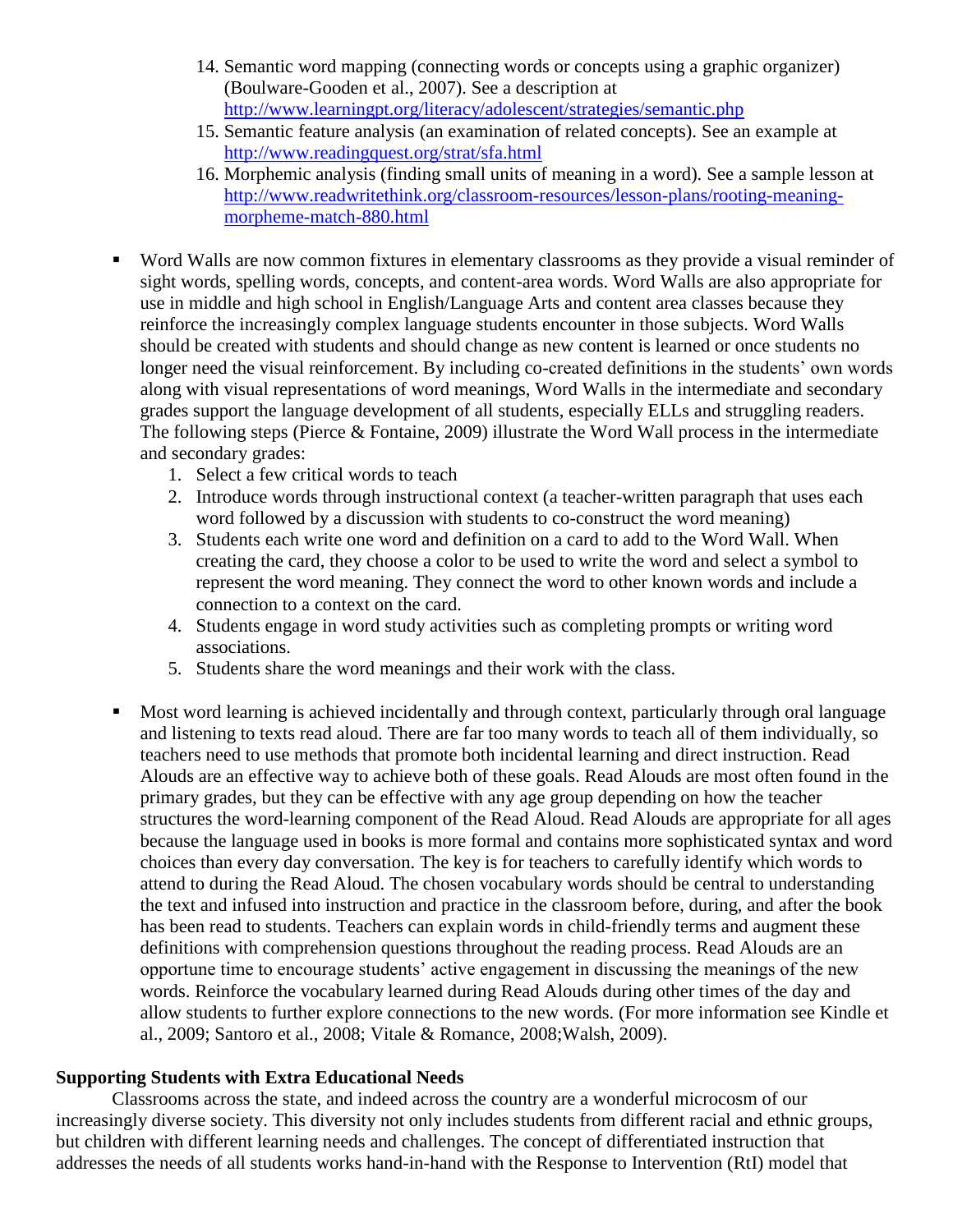14. Semantic word mapping (connecting words or concepts using a graphic organizer) (Boulware-Gooden et al., 2007). See a description at http://www.learningpt.org/literacy/adolescent/strategies/semantic.php
15. Semantic feature analysis (an examination of related concepts). See an example at http://www.readingquest.org/strat/sfa.html
16. Morphemic analysis (finding small units of meaning in a word). See a sample lesson at http://www.readwritethink.org/classroom-resources/lesson-plans/rooting-meaning-morpheme-match-880.html

- Word Walls are now common fixtures in elementary classrooms as they provide a visual reminder of sight words, spelling words, concepts, and content-area words. Word Walls are also appropriate for use in middle and high school in English/Language Arts and content area classes because they reinforce the increasingly complex language students encounter in those subjects. Word Walls should be created with students and should change as new content is learned or once students no longer need the visual reinforcement. By including co-created definitions in the students' own words along with visual representations of word meanings, Word Walls in the intermediate and secondary grades support the language development of all students, especially ELLs and struggling readers. The following steps (Pierce & Fontaine, 2009) illustrate the Word Wall process in the intermediate and secondary grades:
    1. Select a few critical words to teach
    2. Introduce words through instructional context (a teacher-written paragraph that uses each word followed by a discussion with students to co-construct the word meaning)
    3. Students each write one word and definition on a card to add to the Word Wall. When creating the card, they choose a color to be used to write the word and select a symbol to represent the word meaning. They connect the word to other known words and include a connection to a context on the card.
    4. Students engage in word study activities such as completing prompts or writing word associations.
    5. Students share the word meanings and their work with the class.

- Most word learning is achieved incidentally and through context, particularly through oral language and listening to texts read aloud. There are far too many words to teach all of them individually, so teachers need to use methods that promote both incidental learning and direct instruction. Read Alouds are an effective way to achieve both of these goals. Read Alouds are most often found in the primary grades, but they can be effective with any age group depending on how the teacher structures the word-learning component of the Read Aloud. Read Alouds are appropriate for all ages because the language used in books is more formal and contains more sophisticated syntax and word choices than every day conversation. The key is for teachers to carefully identify which words to attend to during the Read Aloud. The chosen vocabulary words should be central to understanding the text and infused into instruction and practice in the classroom before, during, and after the book has been read to students. Teachers can explain words in child-friendly terms and augment these definitions with comprehension questions throughout the reading process. Read Alouds are an opportune time to encourage students' active engagement in discussing the meanings of the new words. Reinforce the vocabulary learned during Read Alouds during other times of the day and allow students to further explore connections to the new words. (For more information see Kindle et al., 2009; Santoro et al., 2008; Vitale & Romance, 2008;Walsh, 2009).

**Supporting Students with Extra Educational Needs**

Classrooms across the state, and indeed across the country are a wonderful microcosm of our increasingly diverse society. This diversity not only includes students from different racial and ethnic groups, but children with different learning needs and challenges. The concept of differentiated instruction that addresses the needs of all students works hand-in-hand with the Response to Intervention (RtI) model that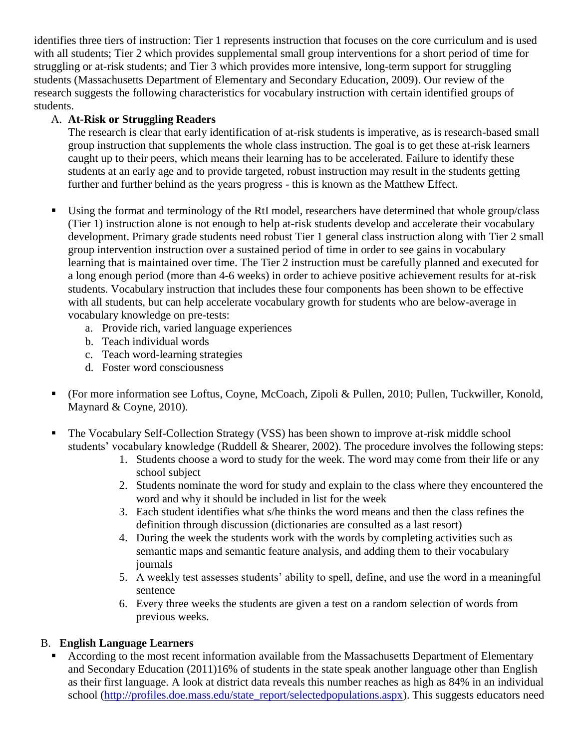identifies three tiers of instruction: Tier 1 represents instruction that focuses on the core curriculum and is used with all students; Tier 2 which provides supplemental small group interventions for a short period of time for struggling or at-risk students; and Tier 3 which provides more intensive, long-term support for struggling students (Massachusetts Department of Elementary and Secondary Education, 2009). Our review of the research suggests the following characteristics for vocabulary instruction with certain identified groups of students.

A. **At-Risk or Struggling Readers**

   The research is clear that early identification of at-risk students is imperative, as is research-based small group instruction that supplements the whole class instruction. The goal is to get these at-risk learners caught up to their peers, which means their learning has to be accelerated. Failure to identify these students at an early age and to provide targeted, robust instruction may result in the students getting further and further behind as the years progress - this is known as the Matthew Effect.

- Using the format and terminology of the RtI model, researchers have determined that whole group/class (Tier 1) instruction alone is not enough to help at-risk students develop and accelerate their vocabulary development. Primary grade students need robust Tier 1 general class instruction along with Tier 2 small group intervention instruction over a sustained period of time in order to see gains in vocabulary learning that is maintained over time. The Tier 2 instruction must be carefully planned and executed for a long enough period (more than 4-6 weeks) in order to achieve positive achievement results for at-risk students. Vocabulary instruction that includes these four components has been shown to be effective with all students, but can help accelerate vocabulary growth for students who are below-average in vocabulary knowledge on pre-tests:
    a. Provide rich, varied language experiences
    b. Teach individual words
    c. Teach word-learning strategies
    d. Foster word consciousness

- (For more information see Loftus, Coyne, McCoach, Zipoli & Pullen, 2010; Pullen, Tuckwiller, Konold, Maynard & Coyne, 2010).

- The Vocabulary Self-Collection Strategy (VSS) has been shown to improve at-risk middle school students' vocabulary knowledge (Ruddell & Shearer, 2002). The procedure involves the following steps:
    1. Students choose a word to study for the week. The word may come from their life or any school subject
    2. Students nominate the word for study and explain to the class where they encountered the word and why it should be included in list for the week
    3. Each student identifies what s/he thinks the word means and then the class refines the definition through discussion (dictionaries are consulted as a last resort)
    4. During the week the students work with the words by completing activities such as semantic maps and semantic feature analysis, and adding them to their vocabulary journals
    5. A weekly test assesses students' ability to spell, define, and use the word in a meaningful sentence
    6. Every three weeks the students are given a test on a random selection of words from previous weeks.

B. **English Language Learners**

- According to the most recent information available from the Massachusetts Department of Elementary and Secondary Education (2011)16% of students in the state speak another language other than English as their first language. A look at district data reveals this number reaches as high as 84% in an individual school (http://profiles.doe.mass.edu/state_report/selectedpopulations.aspx). This suggests educators need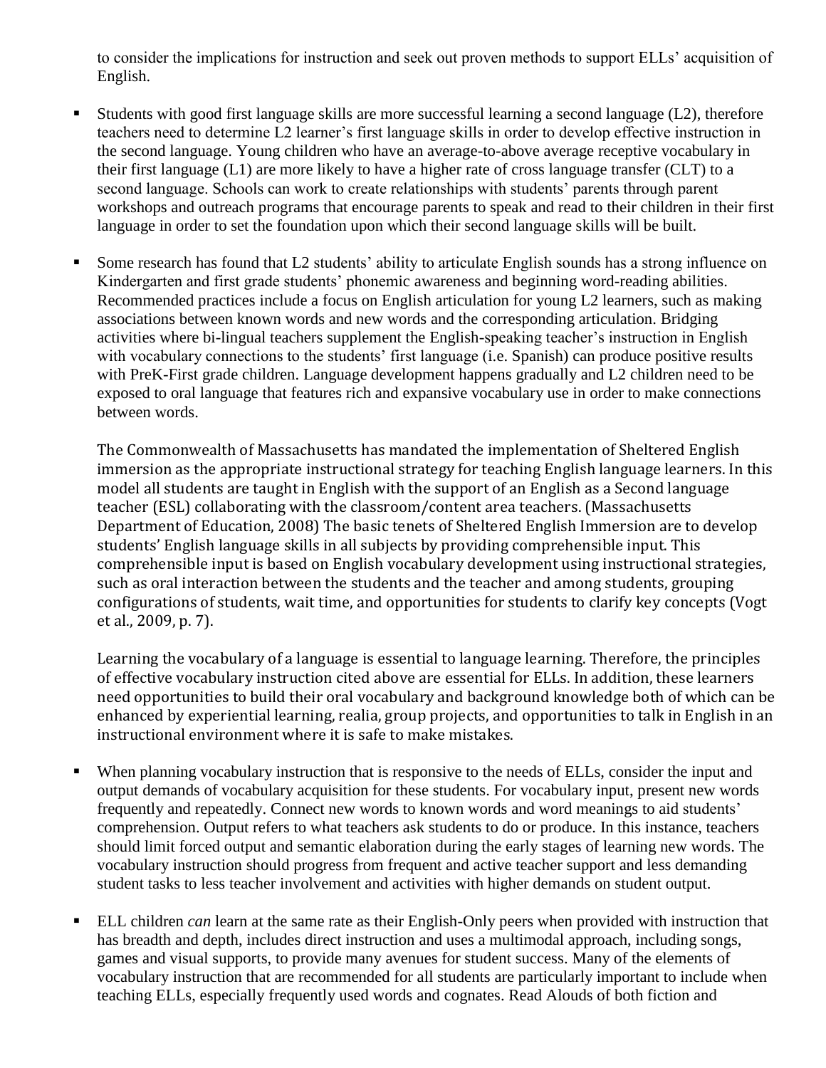to consider the implications for instruction and seek out proven methods to support ELLs' acquisition of English.

- Students with good first language skills are more successful learning a second language (L2), therefore teachers need to determine L2 learner's first language skills in order to develop effective instruction in the second language. Young children who have an average-to-above average receptive vocabulary in their first language (L1) are more likely to have a higher rate of cross language transfer (CLT) to a second language. Schools can work to create relationships with students' parents through parent workshops and outreach programs that encourage parents to speak and read to their children in their first language in order to set the foundation upon which their second language skills will be built.

- Some research has found that L2 students' ability to articulate English sounds has a strong influence on Kindergarten and first grade students' phonemic awareness and beginning word-reading abilities. Recommended practices include a focus on English articulation for young L2 learners, such as making associations between known words and new words and the corresponding articulation. Bridging activities where bi-lingual teachers supplement the English-speaking teacher's instruction in English with vocabulary connections to the students' first language (i.e. Spanish) can produce positive results with PreK-First grade children. Language development happens gradually and L2 children need to be exposed to oral language that features rich and expansive vocabulary use in order to make connections between words.

  The Commonwealth of Massachusetts has mandated the implementation of Sheltered English immersion as the appropriate instructional strategy for teaching English language learners. In this model all students are taught in English with the support of an English as a Second language teacher (ESL) collaborating with the classroom/content area teachers. (Massachusetts Department of Education, 2008) The basic tenets of Sheltered English Immersion are to develop students' English language skills in all subjects by providing comprehensible input. This comprehensible input is based on English vocabulary development using instructional strategies, such as oral interaction between the students and the teacher and among students, grouping configurations of students, wait time, and opportunities for students to clarify key concepts (Vogt et al., 2009, p. 7).

  Learning the vocabulary of a language is essential to language learning. Therefore, the principles of effective vocabulary instruction cited above are essential for ELLs. In addition, these learners need opportunities to build their oral vocabulary and background knowledge both of which can be enhanced by experiential learning, realia, group projects, and opportunities to talk in English in an instructional environment where it is safe to make mistakes.

- When planning vocabulary instruction that is responsive to the needs of ELLs, consider the input and output demands of vocabulary acquisition for these students. For vocabulary input, present new words frequently and repeatedly. Connect new words to known words and word meanings to aid students' comprehension. Output refers to what teachers ask students to do or produce. In this instance, teachers should limit forced output and semantic elaboration during the early stages of learning new words. The vocabulary instruction should progress from frequent and active teacher support and less demanding student tasks to less teacher involvement and activities with higher demands on student output.

- ELL children *can* learn at the same rate as their English-Only peers when provided with instruction that has breadth and depth, includes direct instruction and uses a multimodal approach, including songs, games and visual supports, to provide many avenues for student success. Many of the elements of vocabulary instruction that are recommended for all students are particularly important to include when teaching ELLs, especially frequently used words and cognates. Read Alouds of both fiction and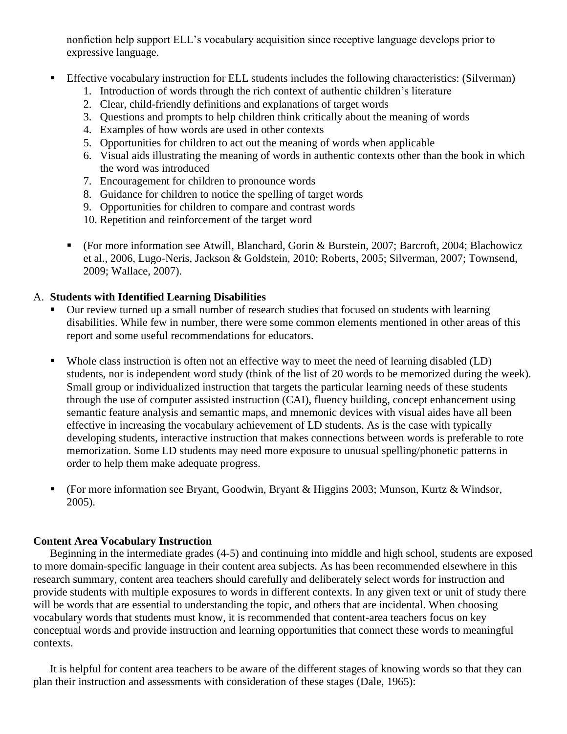nonfiction help support ELL's vocabulary acquisition since receptive language develops prior to expressive language.

- Effective vocabulary instruction for ELL students includes the following characteristics: (Silverman)
  1. Introduction of words through the rich context of authentic children's literature
  2. Clear, child-friendly definitions and explanations of target words
  3. Questions and prompts to help children think critically about the meaning of words
  4. Examples of how words are used in other contexts
  5. Opportunities for children to act out the meaning of words when applicable
  6. Visual aids illustrating the meaning of words in authentic contexts other than the book in which the word was introduced
  7. Encouragement for children to pronounce words
  8. Guidance for children to notice the spelling of target words
  9. Opportunities for children to compare and contrast words
  10. Repetition and reinforcement of the target word

  - (For more information see Atwill, Blanchard, Gorin & Burstein, 2007; Barcroft, 2004; Blachowicz et al., 2006, Lugo-Neris, Jackson & Goldstein, 2010; Roberts, 2005; Silverman, 2007; Townsend, 2009; Wallace, 2007).

A. **Students with Identified Learning Disabilities**

- Our review turned up a small number of research studies that focused on students with learning disabilities. While few in number, there were some common elements mentioned in other areas of this report and some useful recommendations for educators.

- Whole class instruction is often not an effective way to meet the need of learning disabled (LD) students, nor is independent word study (think of the list of 20 words to be memorized during the week). Small group or individualized instruction that targets the particular learning needs of these students through the use of computer assisted instruction (CAI), fluency building, concept enhancement using semantic feature analysis and semantic maps, and mnemonic devices with visual aides have all been effective in increasing the vocabulary achievement of LD students. As is the case with typically developing students, interactive instruction that makes connections between words is preferable to rote memorization. Some LD students may need more exposure to unusual spelling/phonetic patterns in order to help them make adequate progress.

- (For more information see Bryant, Goodwin, Bryant & Higgins 2003; Munson, Kurtz & Windsor, 2005).

**Content Area Vocabulary Instruction**

Beginning in the intermediate grades (4-5) and continuing into middle and high school, students are exposed to more domain-specific language in their content area subjects. As has been recommended elsewhere in this research summary, content area teachers should carefully and deliberately select words for instruction and provide students with multiple exposures to words in different contexts. In any given text or unit of study there will be words that are essential to understanding the topic, and others that are incidental. When choosing vocabulary words that students must know, it is recommended that content-area teachers focus on key conceptual words and provide instruction and learning opportunities that connect these words to meaningful contexts.

It is helpful for content area teachers to be aware of the different stages of knowing words so that they can plan their instruction and assessments with consideration of these stages (Dale, 1965):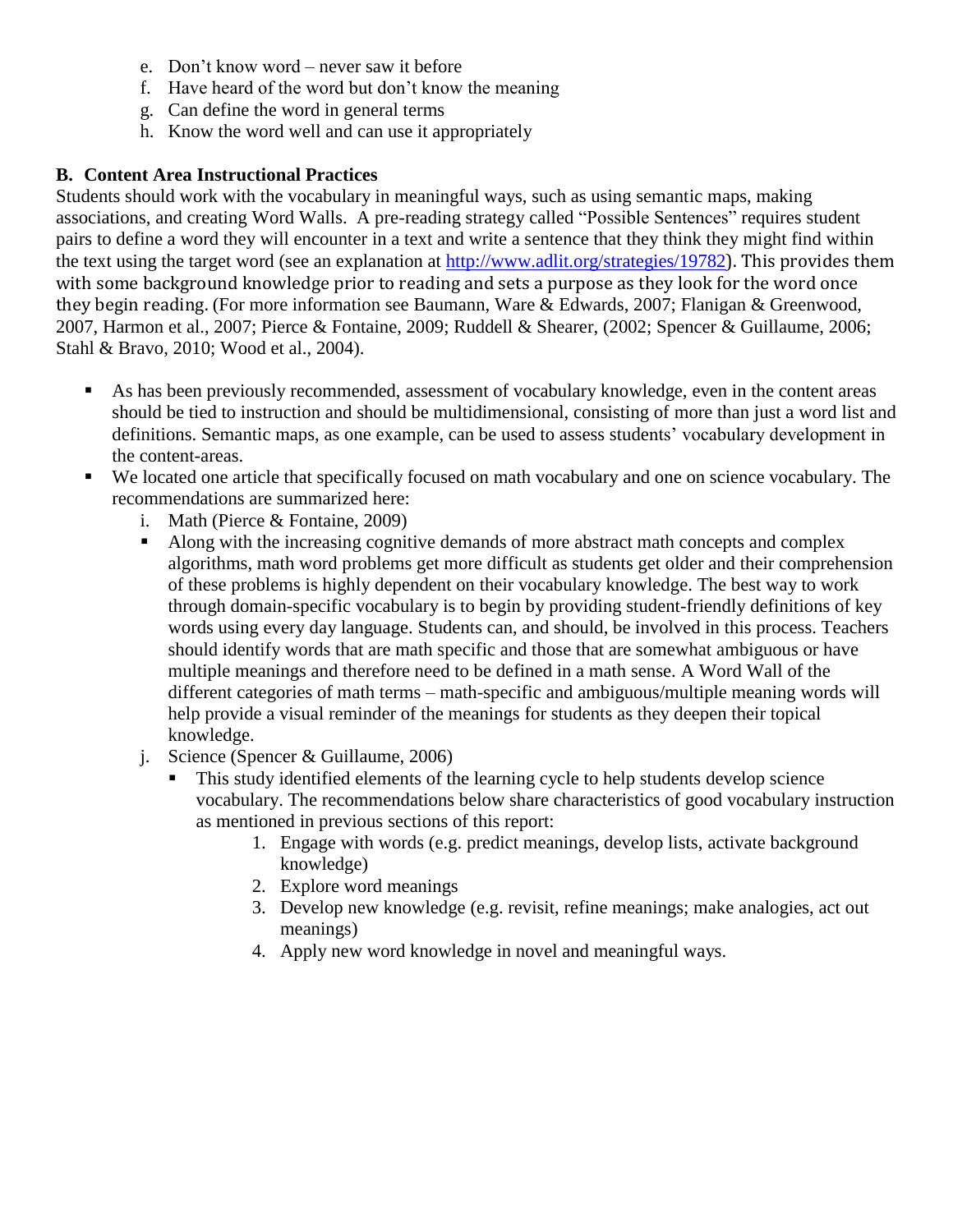e. Don't know word – never saw it before
f. Have heard of the word but don't know the meaning
g. Can define the word in general terms
h. Know the word well and can use it appropriately

**B. Content Area Instructional Practices**

Students should work with the vocabulary in meaningful ways, such as using semantic maps, making associations, and creating Word Walls. A pre-reading strategy called "Possible Sentences" requires student pairs to define a word they will encounter in a text and write a sentence that they think they might find within the text using the target word (see an explanation at [http://www.adlit.org/strategies/19782](http://www.adlit.org/strategies/19782)). This provides them with some background knowledge prior to reading and sets a purpose as they look for the word once they begin reading. (For more information see Baumann, Ware & Edwards, 2007; Flanigan & Greenwood, 2007, Harmon et al., 2007; Pierce & Fontaine, 2009; Ruddell & Shearer, (2002; Spencer & Guillaume, 2006; Stahl & Bravo, 2010; Wood et al., 2004).

- As has been previously recommended, assessment of vocabulary knowledge, even in the content areas should be tied to instruction and should be multidimensional, consisting of more than just a word list and definitions. Semantic maps, as one example, can be used to assess students' vocabulary development in the content-areas.
- We located one article that specifically focused on math vocabulary and one on science vocabulary. The recommendations are summarized here:
  i. Math (Pierce & Fontaine, 2009)
     - Along with the increasing cognitive demands of more abstract math concepts and complex algorithms, math word problems get more difficult as students get older and their comprehension of these problems is highly dependent on their vocabulary knowledge. The best way to work through domain-specific vocabulary is to begin by providing student-friendly definitions of key words using every day language. Students can, and should, be involved in this process. Teachers should identify words that are math specific and those that are somewhat ambiguous or have multiple meanings and therefore need to be defined in a math sense. A Word Wall of the different categories of math terms – math-specific and ambiguous/multiple meaning words will help provide a visual reminder of the meanings for students as they deepen their topical knowledge.
  
  j. Science (Spencer & Guillaume, 2006)
     - This study identified elements of the learning cycle to help students develop science vocabulary. The recommendations below share characteristics of good vocabulary instruction as mentioned in previous sections of this report:
       1. Engage with words (e.g. predict meanings, develop lists, activate background knowledge)
       2. Explore word meanings
       3. Develop new knowledge (e.g. revisit, refine meanings; make analogies, act out meanings)
       4. Apply new word knowledge in novel and meaningful ways.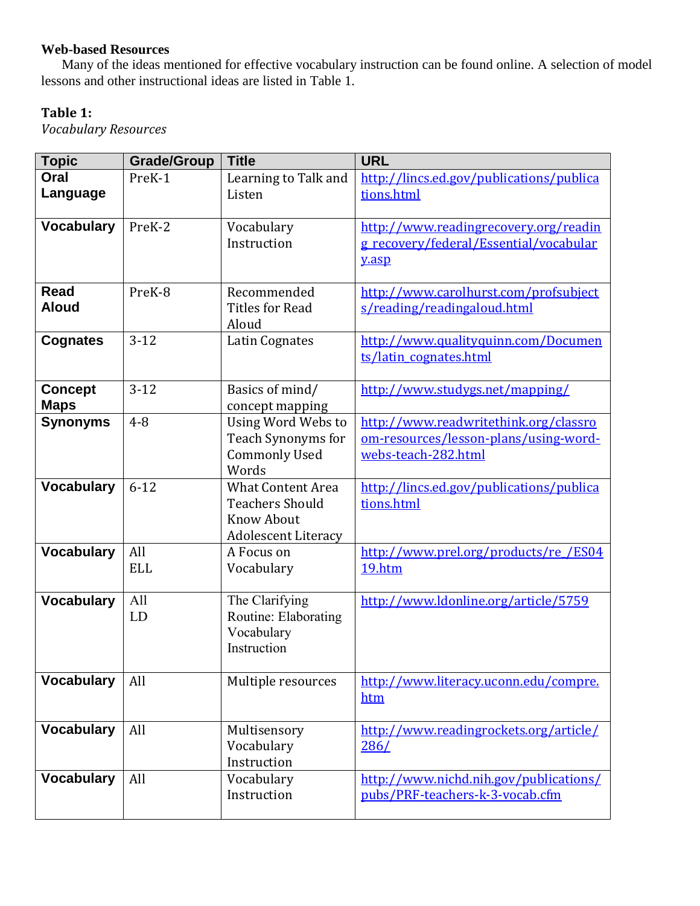**Web-based Resources**

Many of the ideas mentioned for effective vocabulary instruction can be found online. A selection of model lessons and other instructional ideas are listed in Table 1.

**Table 1:**
*Vocabulary Resources*

| Topic | Grade/Group | Title | URL |
|---|---|---|---|
| **Oral Language** | PreK-1 | Learning to Talk and Listen | http://lincs.ed.gov/publications/publications.html |
| **Vocabulary** | PreK-2 | Vocabulary Instruction | http://www.readingrecovery.org/reading_recovery/federal/Essential/vocabulary.asp |
| **Read Aloud** | PreK-8 | Recommended Titles for Read Aloud | http://www.carolhurst.com/profsubjects/reading/readingaloud.html |
| **Cognates** | 3-12 | Latin Cognates | http://www.qualityquinn.com/Documents/latin_cognates.html |
| **Concept Maps** | 3-12 | Basics of mind/ concept mapping | http://www.studygs.net/mapping/ |
| **Synonyms** | 4-8 | Using Word Webs to Teach Synonyms for Commonly Used Words | http://www.readwritethink.org/classroom-resources/lesson-plans/using-word-webs-teach-282.html |
| **Vocabulary** | 6-12 | What Content Area Teachers Should Know About Adolescent Literacy | http://lincs.ed.gov/publications/publications.html |
| **Vocabulary** | All<br>ELL | A Focus on Vocabulary | http://www.prel.org/products/re_/ES0419.htm |
| **Vocabulary** | All<br>LD | The Clarifying Routine: Elaborating Vocabulary Instruction | http://www.ldonline.org/article/5759 |
| **Vocabulary** | All | Multiple resources | http://www.literacy.uconn.edu/compre.htm |
| **Vocabulary** | All | Multisensory Vocabulary Instruction | http://www.readingrockets.org/article/286/ |
| **Vocabulary** | All | Vocabulary Instruction | http://www.nichd.nih.gov/publications/pubs/PRF-teachers-k-3-vocab.cfm |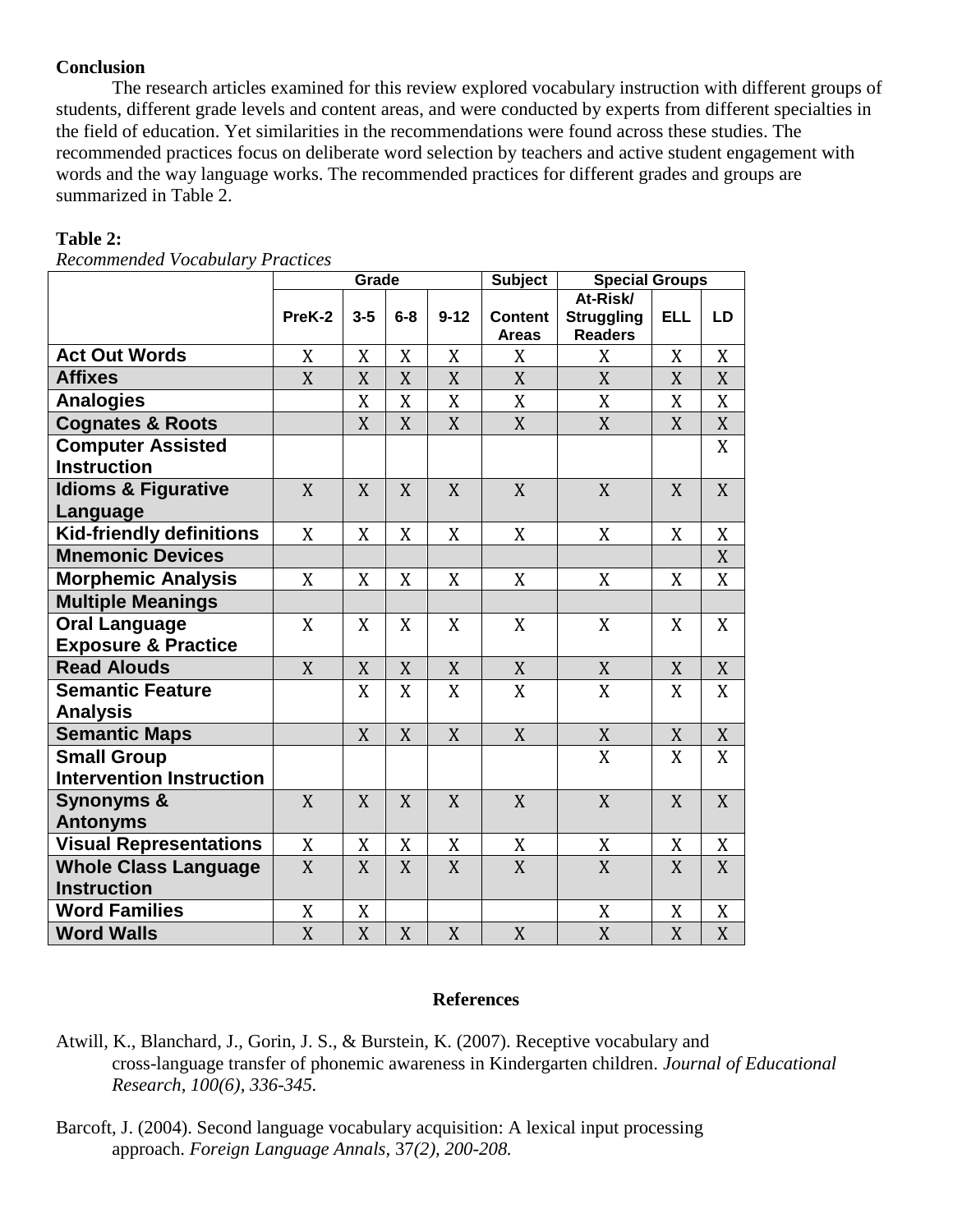**Conclusion**

The research articles examined for this review explored vocabulary instruction with different groups of students, different grade levels and content areas, and were conducted by experts from different specialties in the field of education. Yet similarities in the recommendations were found across these studies. The recommended practices focus on deliberate word selection by teachers and active student engagement with words and the way language works. The recommended practices for different grades and groups are summarized in Table 2.

**Table 2:**

*Recommended Vocabulary Practices*

| | Grade | | | | Subject | Special Groups | | |
|---|---|---|---|---|---|---|---|---|
| | PreK-2 | 3-5 | 6-8 | 9-12 | Content Areas | At-Risk/ Struggling Readers | ELL | LD |
| Act Out Words | X | X | X | X | X | X | X | X |
| Affixes | X | X | X | X | X | X | X | X |
| Analogies | | X | X | X | X | X | X | X |
| Cognates & Roots | | X | X | X | X | X | X | X |
| Computer Assisted Instruction | | | | | | | | X |
| Idioms & Figurative Language | X | X | X | X | X | X | X | X |
| Kid-friendly definitions | X | X | X | X | X | X | X | X |
| Mnemonic Devices | | | | | | | | X |
| Morphemic Analysis | X | X | X | X | X | X | X | X |
| Multiple Meanings | | | | | | | | |
| Oral Language Exposure & Practice | X | X | X | X | X | X | X | X |
| Read Alouds | X | X | X | X | X | X | X | X |
| Semantic Feature Analysis | | X | X | X | X | X | X | X |
| Semantic Maps | | X | X | X | X | X | X | X |
| Small Group Intervention Instruction | | | | | | X | X | X |
| Synonyms & Antonyms | X | X | X | X | X | X | X | X |
| Visual Representations | X | X | X | X | X | X | X | X |
| Whole Class Language Instruction | X | X | X | X | X | X | X | X |
| Word Families | X | X | | | | X | X | X |
| Word Walls | X | X | X | X | X | X | X | X |

## References

Atwill, K., Blanchard, J., Gorin, J. S., & Burstein, K. (2007). Receptive vocabulary and cross-language transfer of phonemic awareness in Kindergarten children. *Journal of Educational Research, 100(6), 336-345.*

Barcoft, J. (2004). Second language vocabulary acquisition: A lexical input processing approach. *Foreign Language Annals*, 37*(2), 200-208.*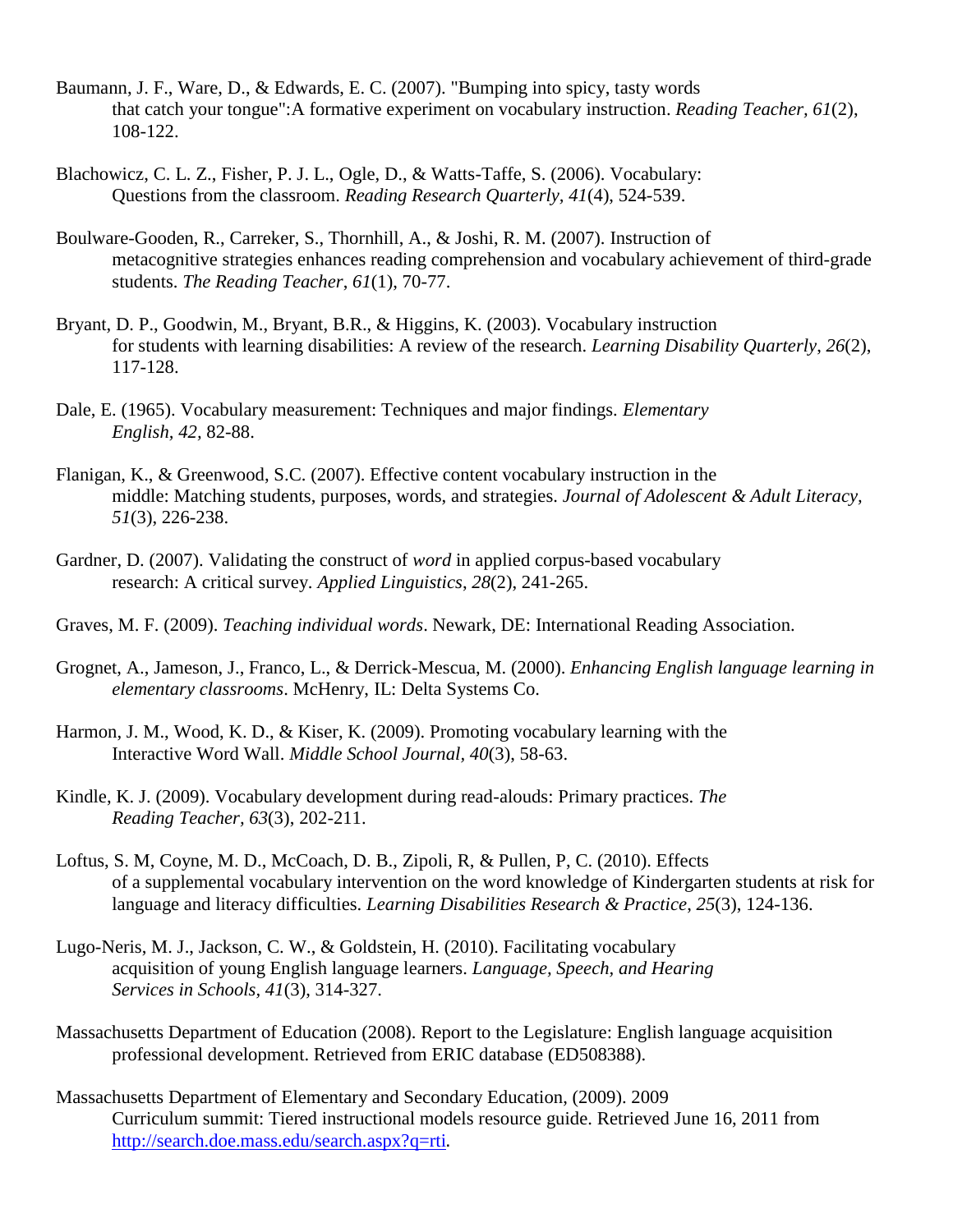Baumann, J. F., Ware, D., & Edwards, E. C. (2007). "Bumping into spicy, tasty words that catch your tongue":A formative experiment on vocabulary instruction. *Reading Teacher, 61*(2), 108-122.

Blachowicz, C. L. Z., Fisher, P. J. L., Ogle, D., & Watts-Taffe, S. (2006). Vocabulary: Questions from the classroom. *Reading Research Quarterly, 41*(4), 524-539.

Boulware-Gooden, R., Carreker, S., Thornhill, A., & Joshi, R. M. (2007). Instruction of metacognitive strategies enhances reading comprehension and vocabulary achievement of third-grade students. *The Reading Teacher, 61*(1), 70-77.

Bryant, D. P., Goodwin, M., Bryant, B.R., & Higgins, K. (2003). Vocabulary instruction for students with learning disabilities: A review of the research. *Learning Disability Quarterly*, *26*(2), 117-128.

Dale, E. (1965). Vocabulary measurement: Techniques and major findings. *Elementary English, 42,* 82-88.

Flanigan, K., & Greenwood, S.C. (2007). Effective content vocabulary instruction in the middle: Matching students, purposes, words, and strategies. *Journal of Adolescent & Adult Literacy, 51*(3), 226-238.

Gardner, D. (2007). Validating the construct of *word* in applied corpus-based vocabulary research: A critical survey. *Applied Linguistics*, *28*(2), 241-265.

Graves, M. F. (2009). *Teaching individual words*. Newark, DE: International Reading Association.

Grognet, A., Jameson, J., Franco, L., & Derrick-Mescua, M. (2000). *Enhancing English language learning in elementary classrooms*. McHenry, IL: Delta Systems Co.

Harmon, J. M., Wood, K. D., & Kiser, K. (2009). Promoting vocabulary learning with the Interactive Word Wall. *Middle School Journal, 40*(3), 58-63.

Kindle, K. J. (2009). Vocabulary development during read-alouds: Primary practices. *The Reading Teacher, 63*(3), 202-211.

Loftus, S. M, Coyne, M. D., McCoach, D. B., Zipoli, R, & Pullen, P, C. (2010). Effects of a supplemental vocabulary intervention on the word knowledge of Kindergarten students at risk for language and literacy difficulties. *Learning Disabilities Research & Practice*, *25*(3), 124-136.

Lugo-Neris, M. J., Jackson, C. W., & Goldstein, H. (2010). Facilitating vocabulary acquisition of young English language learners. *Language, Speech, and Hearing Services in Schools, 41*(3), 314-327.

Massachusetts Department of Education (2008). Report to the Legislature: English language acquisition professional development. Retrieved from ERIC database (ED508388).

Massachusetts Department of Elementary and Secondary Education, (2009). 2009 Curriculum summit: Tiered instructional models resource guide. Retrieved June 16, 2011 from http://search.doe.mass.edu/search.aspx?q=rti.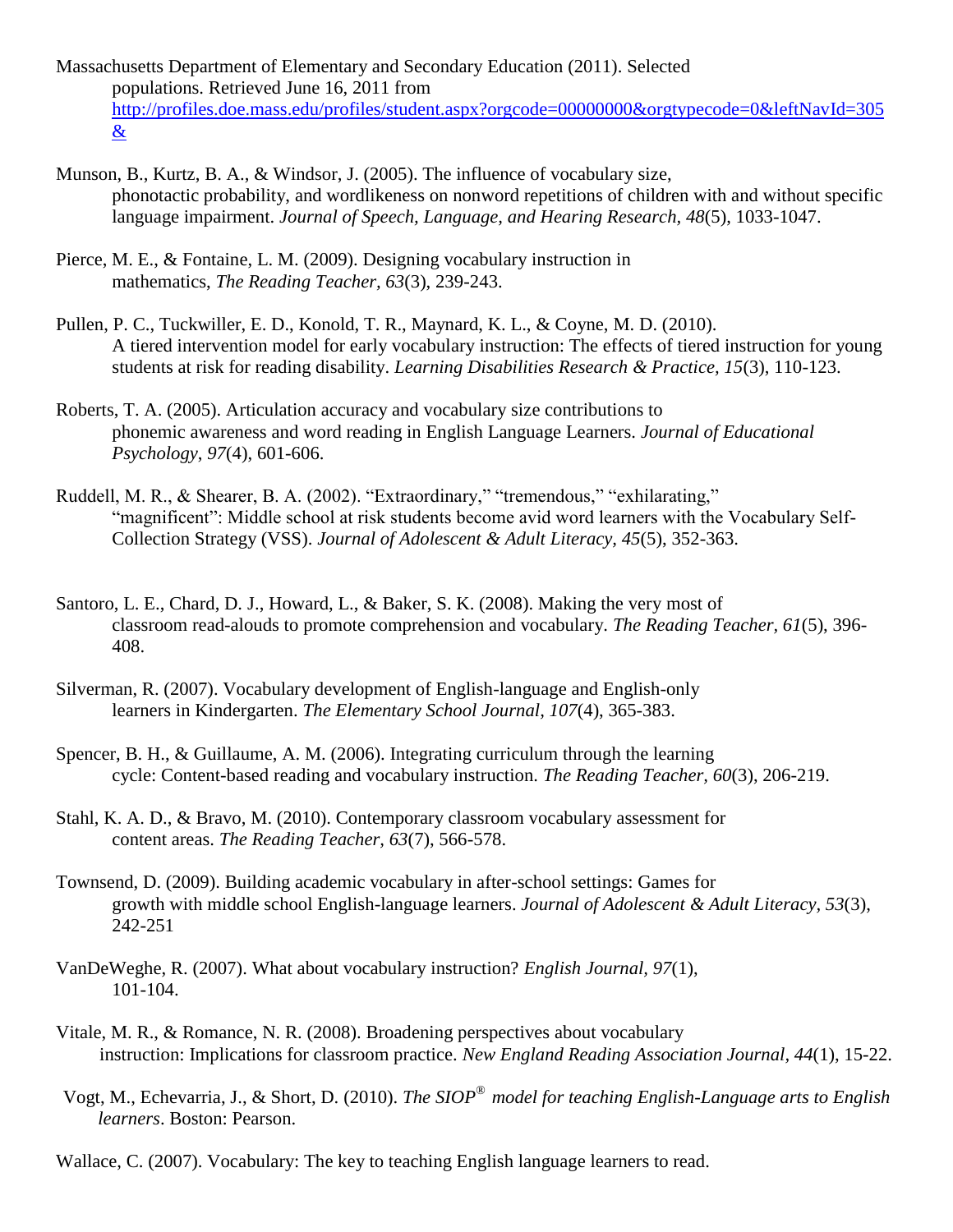Massachusetts Department of Elementary and Secondary Education (2011). Selected populations. Retrieved June 16, 2011 from http://profiles.doe.mass.edu/profiles/student.aspx?orgcode=00000000&orgtypecode=0&leftNavId=305&

Munson, B., Kurtz, B. A., & Windsor, J. (2005). The influence of vocabulary size, phonotactic probability, and wordlikeness on nonword repetitions of children with and without specific language impairment. *Journal of Speech, Language, and Hearing Research, 48*(5), 1033-1047.

Pierce, M. E., & Fontaine, L. M. (2009). Designing vocabulary instruction in mathematics, *The Reading Teacher, 63*(3), 239-243.

Pullen, P. C., Tuckwiller, E. D., Konold, T. R., Maynard, K. L., & Coyne, M. D. (2010). A tiered intervention model for early vocabulary instruction: The effects of tiered instruction for young students at risk for reading disability. *Learning Disabilities Research & Practice, 15*(3), 110-123.

Roberts, T. A. (2005). Articulation accuracy and vocabulary size contributions to phonemic awareness and word reading in English Language Learners. *Journal of Educational Psychology*, *97*(4), 601-606.

Ruddell, M. R., & Shearer, B. A. (2002). "Extraordinary," "tremendous," "exhilarating," "magnificent": Middle school at risk students become avid word learners with the Vocabulary Self-Collection Strategy (VSS). *Journal of Adolescent & Adult Literacy, 45*(5), 352-363.

Santoro, L. E., Chard, D. J., Howard, L., & Baker, S. K. (2008). Making the very most of classroom read-alouds to promote comprehension and vocabulary. *The Reading Teacher, 61*(5), 396-408.

Silverman, R. (2007). Vocabulary development of English-language and English-only learners in Kindergarten. *The Elementary School Journal, 107*(4), 365-383.

Spencer, B. H., & Guillaume, A. M. (2006). Integrating curriculum through the learning cycle: Content-based reading and vocabulary instruction. *The Reading Teacher, 60*(3), 206-219.

Stahl, K. A. D., & Bravo, M. (2010). Contemporary classroom vocabulary assessment for content areas. *The Reading Teacher, 63*(7), 566-578.

Townsend, D. (2009). Building academic vocabulary in after-school settings: Games for growth with middle school English-language learners. *Journal of Adolescent & Adult Literacy, 53*(3), 242-251

VanDeWeghe, R. (2007). What about vocabulary instruction? *English Journal, 97*(1), 101-104.

Vitale, M. R., & Romance, N. R. (2008). Broadening perspectives about vocabulary instruction: Implications for classroom practice. *New England Reading Association Journal, 44*(1), 15-22.

Vogt, M., Echevarria, J., & Short, D. (2010). *The SIOP® model for teaching English-Language arts to English learners*. Boston: Pearson.

Wallace, C. (2007). Vocabulary: The key to teaching English language learners to read.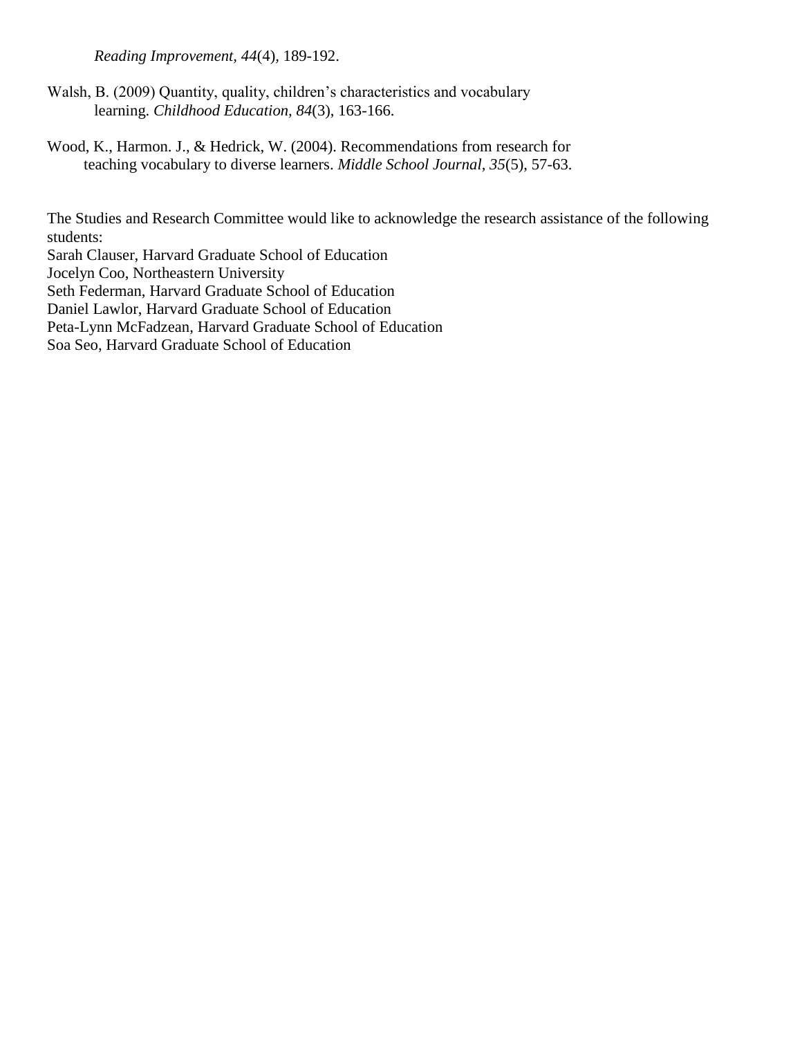*Reading Improvement, 44*(4), 189-192.

Walsh, B. (2009) Quantity, quality, children's characteristics and vocabulary learning. *Childhood Education, 84*(3), 163-166.

Wood, K., Harmon. J., & Hedrick, W. (2004). Recommendations from research for teaching vocabulary to diverse learners. *Middle School Journal, 35*(5), 57-63.

The Studies and Research Committee would like to acknowledge the research assistance of the following students:
Sarah Clauser, Harvard Graduate School of Education
Jocelyn Coo, Northeastern University
Seth Federman, Harvard Graduate School of Education
Daniel Lawlor, Harvard Graduate School of Education
Peta-Lynn McFadzean, Harvard Graduate School of Education
Soa Seo, Harvard Graduate School of Education